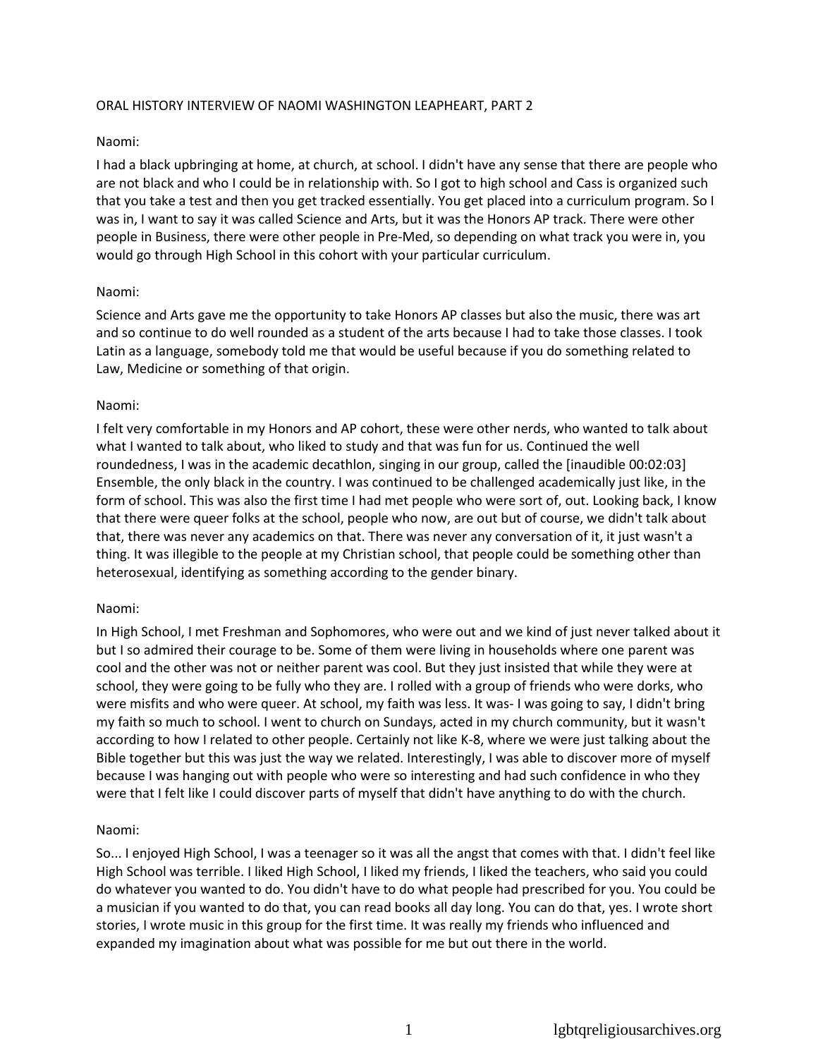# ORAL HISTORY INTERVIEW OF NAOMI WASHINGTON LEAPHEART, PART 2

Naomi:

I had a black upbringing at home, at church, at school. I didn't have any sense that there are people who are not black and who I could be in relationship with. So I got to high school and Cass is organized such that you take a test and then you get tracked essentially. You get placed into a curriculum program. So I was in, I want to say it was called Science and Arts, but it was the Honors AP track. There were other people in Business, there were other people in Pre-Med, so depending on what track you were in, you would go through High School in this cohort with your particular curriculum.

Naomi:

Science and Arts gave me the opportunity to take Honors AP classes but also the music, there was art and so continue to do well rounded as a student of the arts because I had to take those classes. I took Latin as a language, somebody told me that would be useful because if you do something related to Law, Medicine or something of that origin.

Naomi:

I felt very comfortable in my Honors and AP cohort, these were other nerds, who wanted to talk about what I wanted to talk about, who liked to study and that was fun for us. Continued the well roundedness, I was in the academic decathlon, singing in our group, called the [inaudible 00:02:03] Ensemble, the only black in the country. I was continued to be challenged academically just like, in the form of school. This was also the first time I had met people who were sort of, out. Looking back, I know that there were queer folks at the school, people who now, are out but of course, we didn't talk about that, there was never any academics on that. There was never any conversation of it, it just wasn't a thing. It was illegible to the people at my Christian school, that people could be something other than heterosexual, identifying as something according to the gender binary.

Naomi:

In High School, I met Freshman and Sophomores, who were out and we kind of just never talked about it but I so admired their courage to be. Some of them were living in households where one parent was cool and the other was not or neither parent was cool. But they just insisted that while they were at school, they were going to be fully who they are. I rolled with a group of friends who were dorks, who were misfits and who were queer. At school, my faith was less. It was- I was going to say, I didn't bring my faith so much to school. I went to church on Sundays, acted in my church community, but it wasn't according to how I related to other people. Certainly not like K-8, where we were just talking about the Bible together but this was just the way we related. Interestingly, I was able to discover more of myself because I was hanging out with people who were so interesting and had such confidence in who they were that I felt like I could discover parts of myself that didn't have anything to do with the church.

Naomi:

So... I enjoyed High School, I was a teenager so it was all the angst that comes with that. I didn't feel like High School was terrible. I liked High School, I liked my friends, I liked the teachers, who said you could do whatever you wanted to do. You didn't have to do what people had prescribed for you. You could be a musician if you wanted to do that, you can read books all day long. You can do that, yes. I wrote short stories, I wrote music in this group for the first time. It was really my friends who influenced and expanded my imagination about what was possible for me but out there in the world.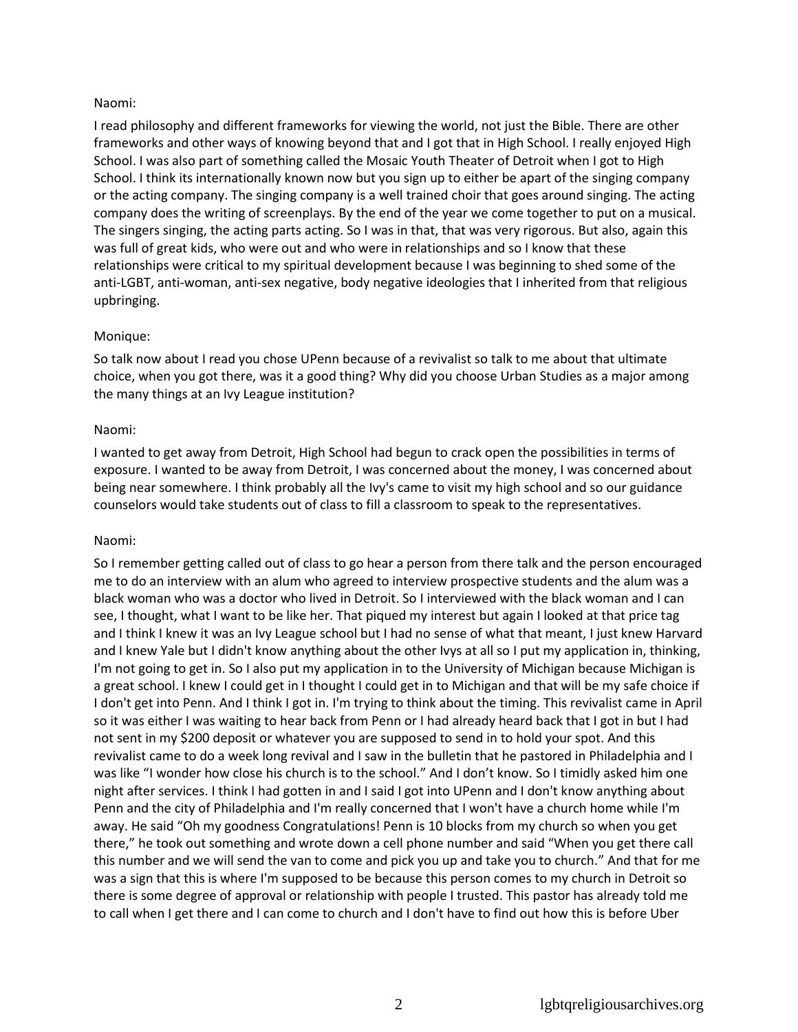Naomi:

I read philosophy and different frameworks for viewing the world, not just the Bible. There are other frameworks and other ways of knowing beyond that and I got that in High School. I really enjoyed High School. I was also part of something called the Mosaic Youth Theater of Detroit when I got to High School. I think its internationally known now but you sign up to either be apart of the singing company or the acting company. The singing company is a well trained choir that goes around singing. The acting company does the writing of screenplays. By the end of the year we come together to put on a musical. The singers singing, the acting parts acting. So I was in that, that was very rigorous. But also, again this was full of great kids, who were out and who were in relationships and so I know that these relationships were critical to my spiritual development because I was beginning to shed some of the anti-LGBT, anti-woman, anti-sex negative, body negative ideologies that I inherited from that religious upbringing.

Monique:

So talk now about I read you chose UPenn because of a revivalist so talk to me about that ultimate choice, when you got there, was it a good thing? Why did you choose Urban Studies as a major among the many things at an Ivy League institution?

Naomi:

I wanted to get away from Detroit, High School had begun to crack open the possibilities in terms of exposure. I wanted to be away from Detroit, I was concerned about the money, I was concerned about being near somewhere. I think probably all the Ivy's came to visit my high school and so our guidance counselors would take students out of class to fill a classroom to speak to the representatives.

Naomi:

So I remember getting called out of class to go hear a person from there talk and the person encouraged me to do an interview with an alum who agreed to interview prospective students and the alum was a black woman who was a doctor who lived in Detroit. So I interviewed with the black woman and I can see, I thought, what I want to be like her. That piqued my interest but again I looked at that price tag and I think I knew it was an Ivy League school but I had no sense of what that meant, I just knew Harvard and I knew Yale but I didn't know anything about the other Ivys at all so I put my application in, thinking, I'm not going to get in. So I also put my application in to the University of Michigan because Michigan is a great school. I knew I could get in I thought I could get in to Michigan and that will be my safe choice if I don't get into Penn. And I think I got in. I'm trying to think about the timing. This revivalist came in April so it was either I was waiting to hear back from Penn or I had already heard back that I got in but I had not sent in my $200 deposit or whatever you are supposed to send in to hold your spot. And this revivalist came to do a week long revival and I saw in the bulletin that he pastored in Philadelphia and I was like "I wonder how close his church is to the school." And I don't know. So I timidly asked him one night after services. I think I had gotten in and I said I got into UPenn and I don't know anything about Penn and the city of Philadelphia and I'm really concerned that I won't have a church home while I'm away. He said "Oh my goodness Congratulations! Penn is 10 blocks from my church so when you get there," he took out something and wrote down a cell phone number and said "When you get there call this number and we will send the van to come and pick you up and take you to church." And that for me was a sign that this is where I'm supposed to be because this person comes to my church in Detroit so there is some degree of approval or relationship with people I trusted. This pastor has already told me to call when I get there and I can come to church and I don't have to find out how this is before Uber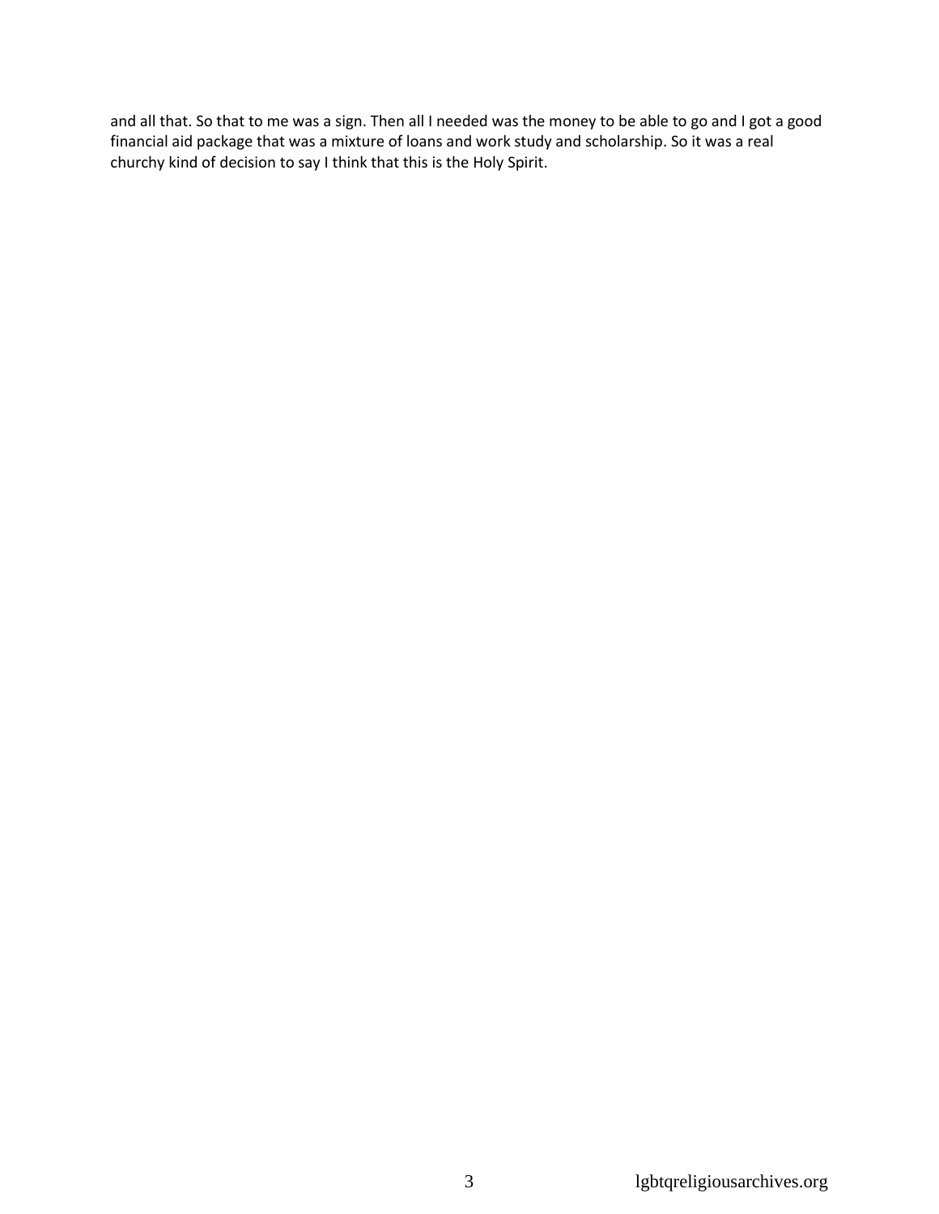and all that. So that to me was a sign. Then all I needed was the money to be able to go and I got a good financial aid package that was a mixture of loans and work study and scholarship. So it was a real churchy kind of decision to say I think that this is the Holy Spirit.